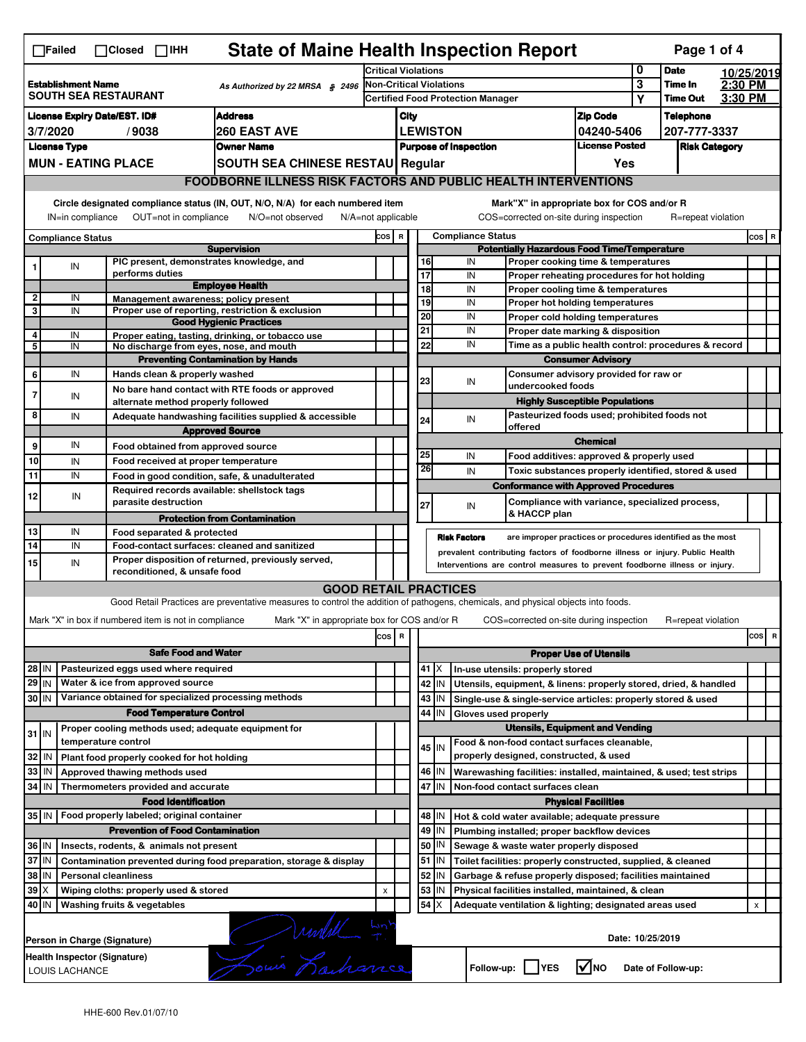# State of Maine Health Inspection Report

☐Failed ☐Closed ☐IHH

| Establishment Name | As Authorized by 22 MRSA § 2496 | | |
|---|---|---|---|
| SOUTH SEA RESTAURANT | | | |

| Critical Violations | 0 |
|---|---|
| Non-Critical Violations | 3 |
| Certified Food Protection Manager | Y |

| Date | 10/25/2019 |
|---|---|
| Time In | 2:30 PM |
| Time Out | 3:30 PM |

| License Expiry Date/EST. ID# | Address | City | Zip Code | Telephone |
|---|---|---|---|---|
| 3/7/2020 / 9038 | 260 EAST AVE | LEWISTON | 04240-5406 | 207-777-3337 |

| License Type | Owner Name | Purpose of Inspection | License Posted | Risk Category |
|---|---|---|---|---|
| MUN - EATING PLACE | SOUTH SEA CHINESE RESTAU | Regular | Yes | |

## FOODBORNE ILLNESS RISK FACTORS AND PUBLIC HEALTH INTERVENTIONS

Circle designated compliance status (IN, OUT, N/O, N/A) for each numbered item
IN=in compliance OUT=not in compliance N/O=not observed N/A=not applicable

Mark"X" in appropriate box for COS and/or R
COS=corrected on-site during inspection R=repeat violation

| # | Compliance Status | Item | COS | R |
|---|---|---|---|---|
| | | **Supervision** | | |
| 1 | IN | PIC present, demonstrates knowledge, and performs duties | | |
| | | **Employee Health** | | |
| 2 | IN | Management awareness; policy present | | |
| 3 | IN | Proper use of reporting, restriction & exclusion | | |
| | | **Good Hygienic Practices** | | |
| 4 | IN | Proper eating, tasting, drinking, or tobacco use | | |
| 5 | IN | No discharge from eyes, nose, and mouth | | |
| | | **Preventing Contamination by Hands** | | |
| 6 | IN | Hands clean & properly washed | | |
| 7 | IN | No bare hand contact with RTE foods or approved alternate method properly followed | | |
| 8 | IN | Adequate handwashing facilities supplied & accessible | | |
| | | **Approved Source** | | |
| 9 | IN | Food obtained from approved source | | |
| 10 | IN | Food received at proper temperature | | |
| 11 | IN | Food in good condition, safe, & unadulterated | | |
| 12 | IN | Required records available: shellstock tags parasite destruction | | |
| | | **Protection from Contamination** | | |
| 13 | IN | Food separated & protected | | |
| 14 | IN | Food-contact surfaces: cleaned and sanitized | | |
| 15 | IN | Proper disposition of returned, previously served, reconditioned, & unsafe food | | |
| | | **Potentially Hazardous Food Time/Temperature** | | |
| 16 | IN | Proper cooking time & temperatures | | |
| 17 | IN | Proper reheating procedures for hot holding | | |
| 18 | IN | Proper cooling time & temperatures | | |
| 19 | IN | Proper hot holding temperatures | | |
| 20 | IN | Proper cold holding temperatures | | |
| 21 | IN | Proper date marking & disposition | | |
| 22 | IN | Time as a public health control: procedures & record | | |
| | | **Consumer Advisory** | | |
| 23 | IN | Consumer advisory provided for raw or undercooked foods | | |
| | | **Highly Susceptible Populations** | | |
| 24 | IN | Pasteurized foods used; prohibited foods not offered | | |
| | | **Chemical** | | |
| 25 | IN | Food additives: approved & properly used | | |
| 26 | IN | Toxic substances properly identified, stored & used | | |
| | | **Conformance with Approved Procedures** | | |
| 27 | IN | Compliance with variance, specialized process, & HACCP plan | | |

**Risk Factors** are improper practices or procedures identified as the most prevalent contributing factors of foodborne illness or injury. Public Health Interventions are control measures to prevent foodborne illness or injury.

## GOOD RETAIL PRACTICES

Good Retail Practices are preventative measures to control the addition of pathogens, chemicals, and physical objects into foods.

Mark "X" in box if numbered item is not in compliance Mark "X" in appropriate box for COS and/or R COS=corrected on-site during inspection R=repeat violation

| # | Status | Item | COS | R |
|---|---|---|---|---|
| | | **Safe Food and Water** | | |
| 28 | IN | Pasteurized eggs used where required | | |
| 29 | IN | Water & ice from approved source | | |
| 30 | IN | Variance obtained for specialized processing methods | | |
| | | **Food Temperature Control** | | |
| 31 | IN | Proper cooling methods used; adequate equipment for temperature control | | |
| 32 | IN | Plant food properly cooked for hot holding | | |
| 33 | IN | Approved thawing methods used | | |
| 34 | IN | Thermometers provided and accurate | | |
| | | **Food Identification** | | |
| 35 | IN | Food properly labeled; original container | | |
| | | **Prevention of Food Contamination** | | |
| 36 | IN | Insects, rodents, & animals not present | | |
| 37 | IN | Contamination prevented during food preparation, storage & display | | |
| 38 | IN | Personal cleanliness | | |
| 39 | X | Wiping cloths: properly used & stored | X | |
| 40 | IN | Washing fruits & vegetables | | |
| | | **Proper Use of Utensils** | | |
| 41 | X | In-use utensils: properly stored | | |
| 42 | IN | Utensils, equipment, & linens: properly stored, dried, & handled | | |
| 43 | IN | Single-use & single-service articles: properly stored & used | | |
| 44 | IN | Gloves used properly | | |
| | | **Utensils, Equipment and Vending** | | |
| 45 | IN | Food & non-food contact surfaces cleanable, properly designed, constructed, & used | | |
| 46 | IN | Warewashing facilities: installed, maintained, & used; test strips | | |
| 47 | IN | Non-food contact surfaces clean | | |
| | | **Physical Facilities** | | |
| 48 | IN | Hot & cold water available; adequate pressure | | |
| 49 | IN | Plumbing installed; proper backflow devices | | |
| 50 | IN | Sewage & waste water properly disposed | | |
| 51 | IN | Toilet facilities: properly constructed, supplied, & cleaned | | |
| 52 | IN | Garbage & refuse properly disposed; facilities maintained | | |
| 53 | IN | Physical facilities installed, maintained, & clean | | |
| 54 | X | Adequate ventilation & lighting; designated areas used | X | |

Person in Charge (Signature) [signature]

Health Inspector (Signature) [signature]
LOUIS LACHANCE

Date: 10/25/2019

Follow-up: ☐ YES ☑ NO Date of Follow-up:

HHE-600 Rev.01/07/10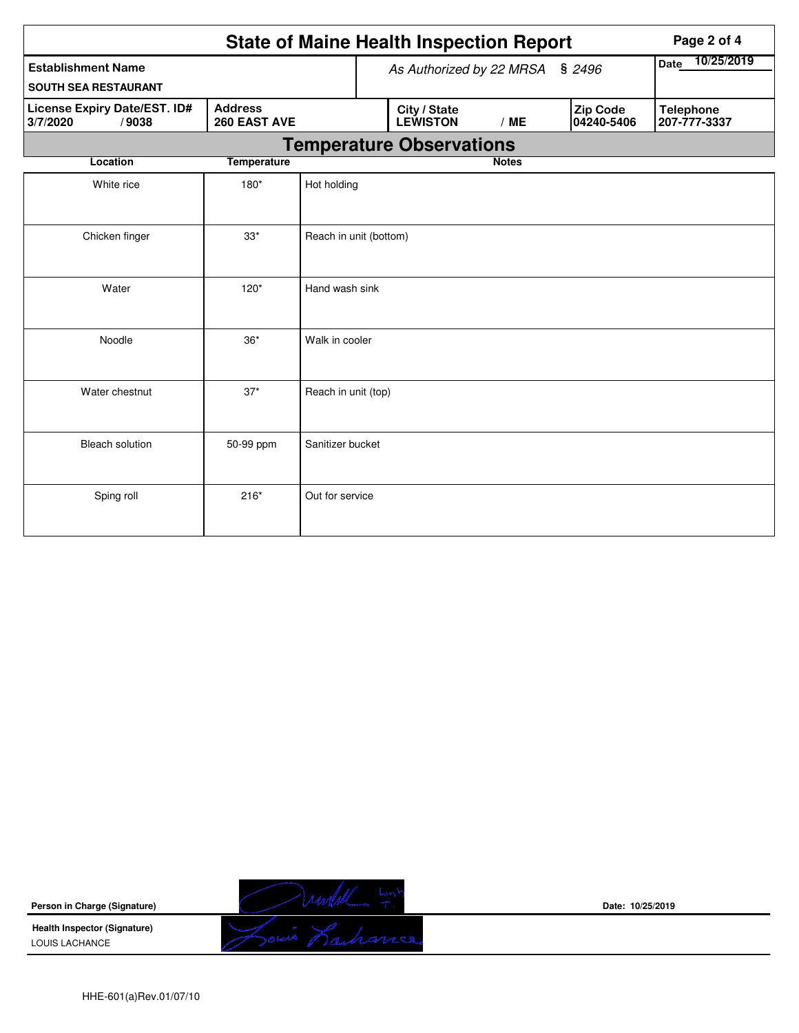# State of Maine Health Inspection Report

| Establishment Name | As Authorized by 22 MRSA § 2496 | | | Date 10/25/2019 |
|---|---|---|---|---|
| SOUTH SEA RESTAURANT | | | | |
| **License Expiry Date/EST. ID#** 3/7/2020 / 9038 | **Address** 260 EAST AVE | **City / State** LEWISTON / ME | **Zip Code** 04240-5406 | **Telephone** 207-777-3337 |

## Temperature Observations

| Location | Temperature | Notes |
|---|---|---|
| White rice | 180* | Hot holding |
| Chicken finger | 33* | Reach in unit (bottom) |
| Water | 120* | Hand wash sink |
| Noodle | 36* | Walk in cooler |
| Water chestnut | 37* | Reach in unit (top) |
| Bleach solution | 50-99 ppm | Sanitizer bucket |
| Sping roll | 216* | Out for service |

**Person in Charge (Signature)** Date: 10/25/2019

**Health Inspector (Signature)**
LOUIS LACHANCE

HHE-601(a)Rev.01/07/10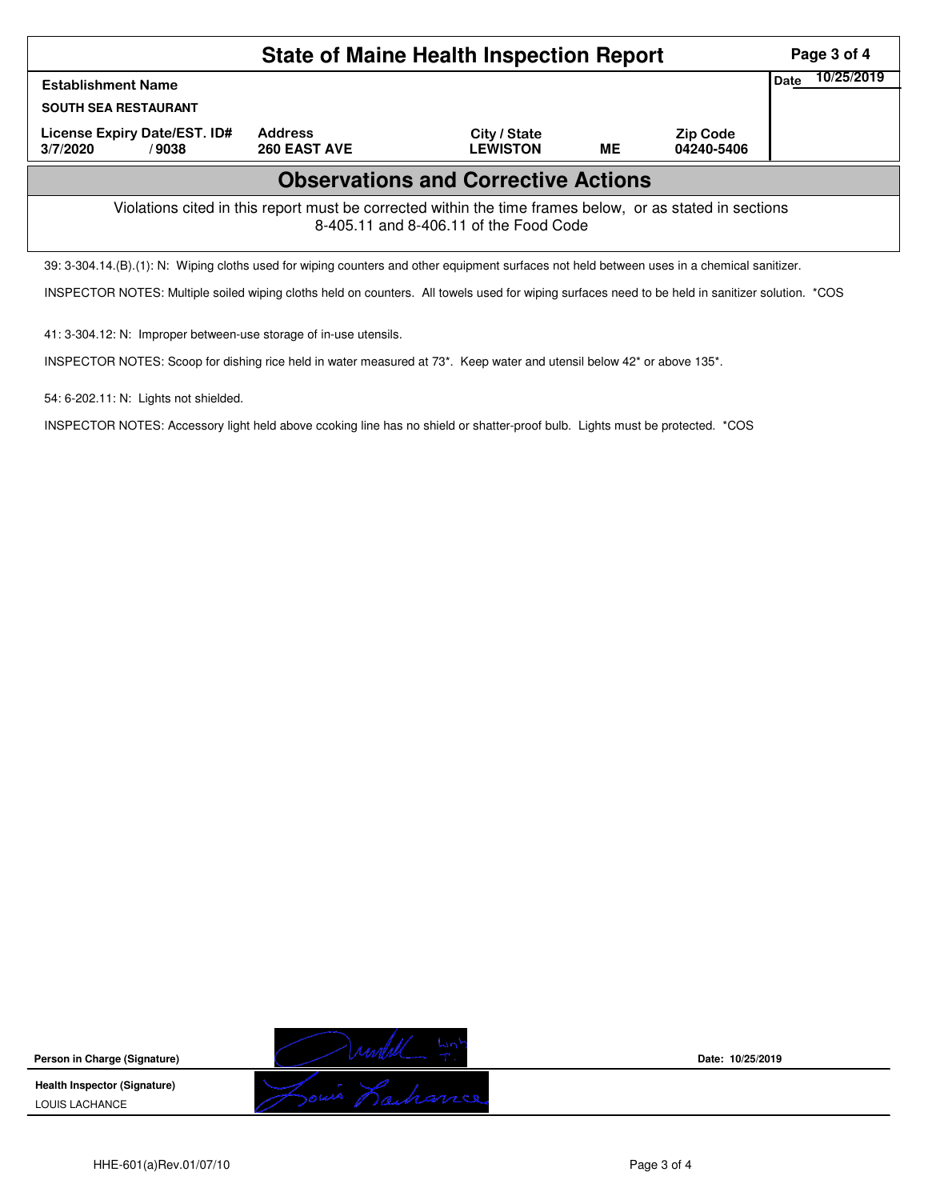# State of Maine Health Inspection Report

| Establishment Name | | | | | Date 10/25/2019 |
|---|---|---|---|---|---|
| SOUTH SEA RESTAURANT | | | | | |
| License Expiry Date/EST. ID# | Address | City / State | | Zip Code | |
| 3/7/2020 / 9038 | 260 EAST AVE | LEWISTON | ME | 04240-5406 | |

## Observations and Corrective Actions

Violations cited in this report must be corrected within the time frames below, or as stated in sections 8-405.11 and 8-406.11 of the Food Code

39: 3-304.14.(B).(1): N: Wiping cloths used for wiping counters and other equipment surfaces not held between uses in a chemical sanitizer.

INSPECTOR NOTES: Multiple soiled wiping cloths held on counters. All towels used for wiping surfaces need to be held in sanitizer solution. *COS

41: 3-304.12: N: Improper between-use storage of in-use utensils.

INSPECTOR NOTES: Scoop for dishing rice held in water measured at 73*. Keep water and utensil below 42* or above 135*.

54: 6-202.11: N: Lights not shielded.

INSPECTOR NOTES: Accessory light held above ccoking line has no shield or shatter-proof bulb. Lights must be protected. *COS

**Person in Charge (Signature)** Date: 10/25/2019

**Health Inspector (Signature)**
LOUIS LACHANCE

HHE-601(a)Rev.01/07/10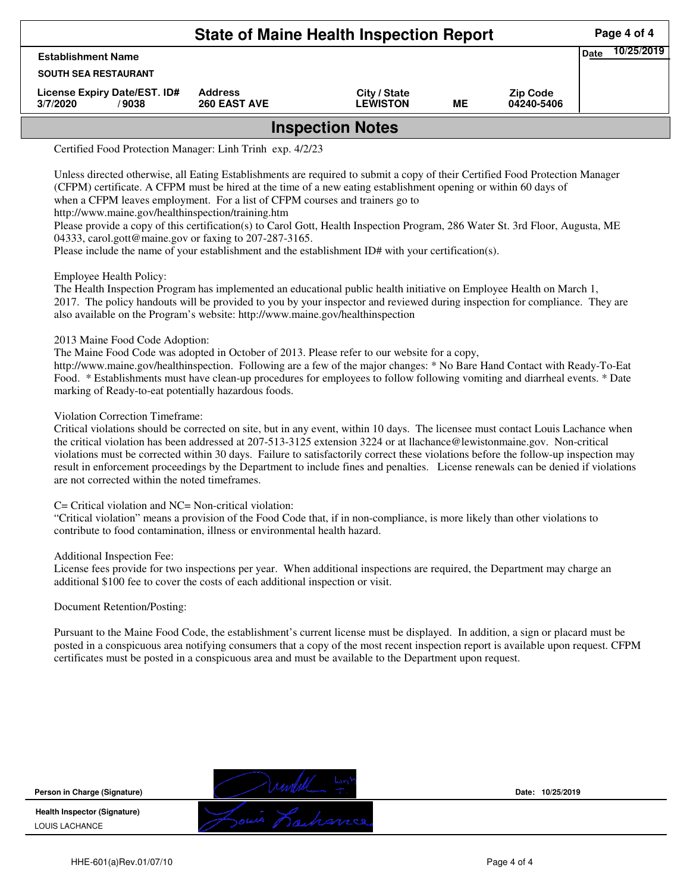# State of Maine Health Inspection Report

| | | | | | |
|---|---|---|---|---|---|
| **Establishment Name** | | | | | **Date** 10/25/2019 |
| **SOUTH SEA RESTAURANT** | | | | | |
| **License Expiry Date/EST. ID#** 3/7/2020 / 9038 | **Address** 260 EAST AVE | **City / State** LEWISTON | ME | **Zip Code** 04240-5406 | |

## Inspection Notes

Certified Food Protection Manager: Linh Trinh exp. 4/2/23

Unless directed otherwise, all Eating Establishments are required to submit a copy of their Certified Food Protection Manager (CFPM) certificate. A CFPM must be hired at the time of a new eating establishment opening or within 60 days of when a CFPM leaves employment. For a list of CFPM courses and trainers go to http://www.maine.gov/healthinspection/training.htm
Please provide a copy of this certification(s) to Carol Gott, Health Inspection Program, 286 Water St. 3rd Floor, Augusta, ME 04333, carol.gott@maine.gov or faxing to 207-287-3165.
Please include the name of your establishment and the establishment ID# with your certification(s).

Employee Health Policy:
The Health Inspection Program has implemented an educational public health initiative on Employee Health on March 1, 2017. The policy handouts will be provided to you by your inspector and reviewed during inspection for compliance. They are also available on the Program's website: http://www.maine.gov/healthinspection

2013 Maine Food Code Adoption:
The Maine Food Code was adopted in October of 2013. Please refer to our website for a copy, http://www.maine.gov/healthinspection. Following are a few of the major changes: * No Bare Hand Contact with Ready-To-Eat Food. * Establishments must have clean-up procedures for employees to follow following vomiting and diarrheal events. * Date marking of Ready-to-eat potentially hazardous foods.

Violation Correction Timeframe:
Critical violations should be corrected on site, but in any event, within 10 days. The licensee must contact Louis Lachance when the critical violation has been addressed at 207-513-3125 extension 3224 or at llachance@lewistonmaine.gov. Non-critical violations must be corrected within 30 days. Failure to satisfactorily correct these violations before the follow-up inspection may result in enforcement proceedings by the Department to include fines and penalties. License renewals can be denied if violations are not corrected within the noted timeframes.

C= Critical violation and NC= Non-critical violation:
"Critical violation" means a provision of the Food Code that, if in non-compliance, is more likely than other violations to contribute to food contamination, illness or environmental health hazard.

Additional Inspection Fee:
License fees provide for two inspections per year. When additional inspections are required, the Department may charge an additional $100 fee to cover the costs of each additional inspection or visit.

Document Retention/Posting:

Pursuant to the Maine Food Code, the establishment's current license must be displayed. In addition, a sign or placard must be posted in a conspicuous area notifying consumers that a copy of the most recent inspection report is available upon request. CFPM certificates must be posted in a conspicuous area and must be available to the Department upon request.

**Person in Charge (Signature)** [signature: Linh T.] **Date:** 10/25/2019

**Health Inspector (Signature)** [signature: Louis Lachance]
LOUIS LACHANCE

HHE-601(a)Rev.01/07/10